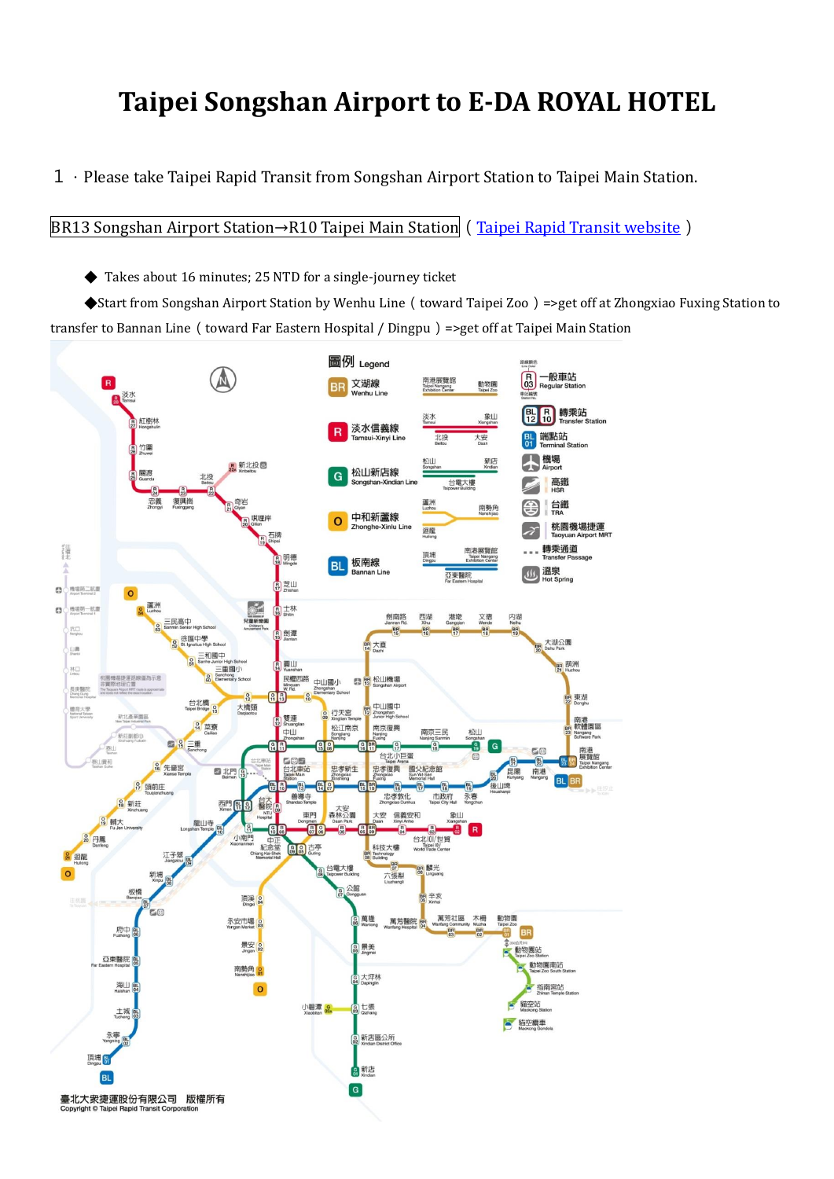# Taipei Songshan Airport to E-DA ROYAL HOTEL

1．Please take Taipei Rapid Transit from Songshan Airport Station to Taipei Main Station.

BR13 Songshan Airport Station→R10 Taipei Main Station（Taipei Rapid Transit website）

- ◆ Takes about 16 minutes; 25 NTD for a single-journey ticket
- ◆Start from Songshan Airport Station by Wenhu Line（toward Taipei Zoo）=>get off at Zhongxiao Fuxing Station to transfer to Bannan Line（toward Far Eastern Hospital / Dingpu）=>get off at Taipei Main Station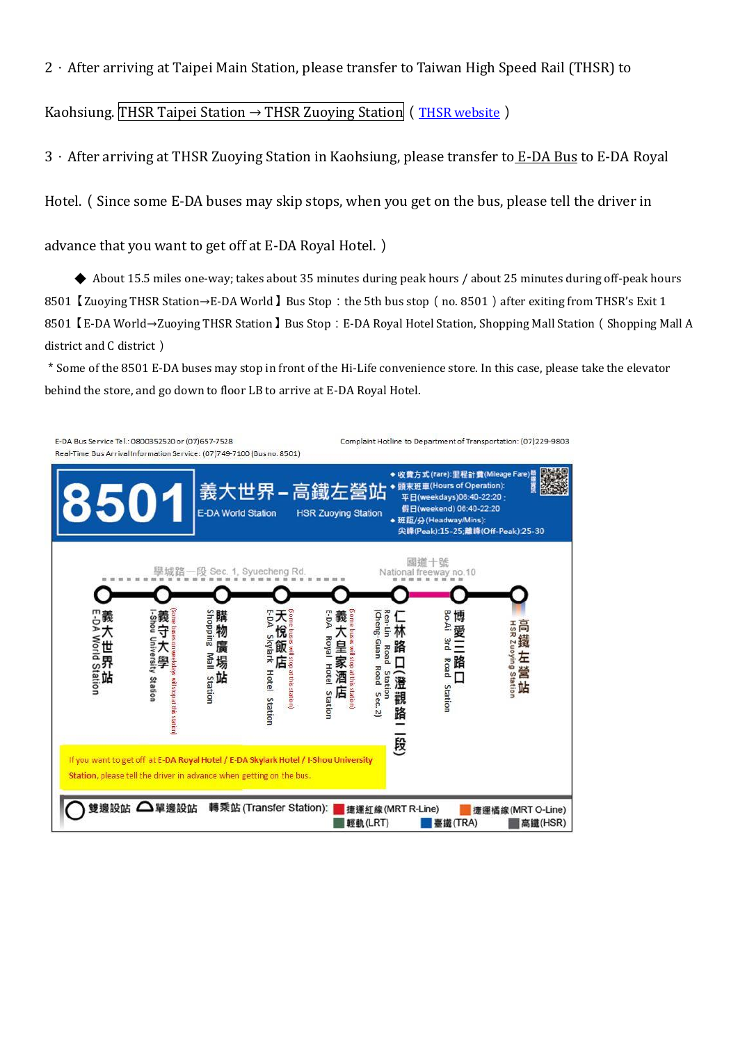2 · After arriving at Taipei Main Station, please transfer to Taiwan High Speed Rail (THSR) to Kaohsiung. THSR Taipei Station → THSR Zuoying Station ( THSR website )

3 · After arriving at THSR Zuoying Station in Kaohsiung, please transfer to E-DA Bus to E-DA Royal Hotel. ( Since some E-DA buses may skip stops, when you get on the bus, please tell the driver in advance that you want to get off at E-DA Royal Hotel. )

◆ About 15.5 miles one-way; takes about 35 minutes during peak hours / about 25 minutes during off-peak hours

8501【Zuoying THSR Station→E-DA World】Bus Stop : the 5th bus stop ( no. 8501 ) after exiting from THSR's Exit 1

8501【E-DA World→Zuoying THSR Station】Bus Stop : E-DA Royal Hotel Station, Shopping Mall Station ( Shopping Mall A district and C district )

\* Some of the 8501 E-DA buses may stop in front of the Hi-Life convenience store. In this case, please take the elevator behind the store, and go down to floor LB to arrive at E-DA Royal Hotel.

E-DA Bus Service Tel.: 0800352520 or (07)657-7528
Real-Time Bus Arrival Information Service: (07)749-7100 (Bus no. 8501)

Complaint Hotline to Department of Transportation: (07)229-9803

**8501** 義大世界－高鐵左營站 E-DA World Station HSR Zuoying Station

- 收費方式(Fare):里程計費(Mileage Fare)
- 頭末班車(Hours of Operation):
  平日(weekdays)06:40-22:20；
  假日(weekend) 06:40-22:20
- 班距/分(Headway/Mins):
  尖峰(Peak):15-25;離峰(Off-Peak):25-30

學城路一段 Sec. 1, Syuecheng Rd. — 國道十號 National freeway no.10

1. 義大世界站 E-DA World Station
2. 義守大學 I-Shou University Station (Some buses on weekdays will stop at this station)
3. 購物廣場站 Shopping Mall Station
4. 天悅飯店 E-DA Skylark Hotel Station (Some buses will stop at this station)
5. 義大皇家酒店 E-DA Royal Hotel Station (Some buses will stop at this station)
6. 仁林路口(澄觀路一段) Ren-Lin Road Station (Cheng-Guan Road Sec.2)
7. 博愛三路口 Bo-Ai 3rd Road Station
8. 高鐵左營站 HSR Zuoying Station

If you want to get off at E-DA Royal Hotel / E-DA Skylark Hotel / I-Shou University Station, please tell the driver in advance when getting on the bus.

雙邊設站 單邊設站 轉乘站(Transfer Station): 捷運紅線(MRT R-Line) 捷運橘線(MRT O-Line) 輕軌(LRT) 臺鐵(TRA) 高鐵(HSR)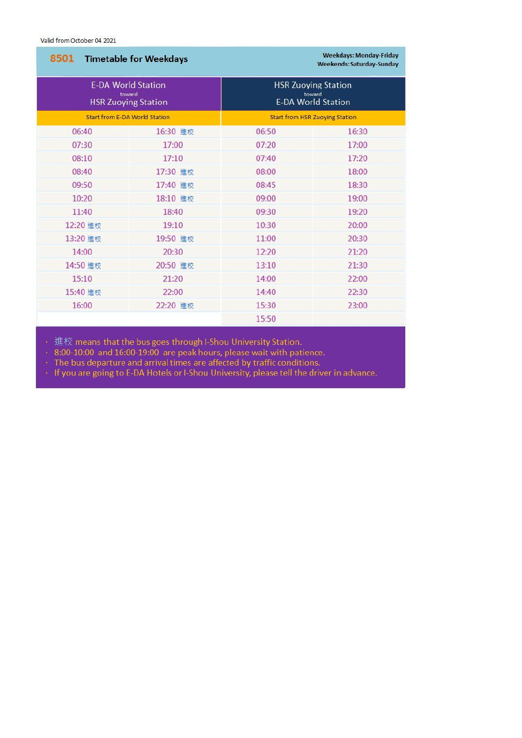Valid from October 04 2021

## 8501 Timetable for Weekdays

**Weekdays: Monday-Friday**
**Weekends: Saturday-Sunday**

| E-DA World Station toward HSR Zuoying Station | | HSR Zuoying Station toward E-DA World Station | |
|---|---|---|---|
| Start from E-DA World Station | | Start from HSR Zuoying Station | |
| 06:40 | 16:30 進校 | 06:50 | 16:30 |
| 07:30 | 17:00 | 07:20 | 17:00 |
| 08:10 | 17:10 | 07:40 | 17:20 |
| 08:40 | 17:30 進校 | 08:00 | 18:00 |
| 09:50 | 17:40 進校 | 08:45 | 18:30 |
| 10:20 | 18:10 進校 | 09:00 | 19:00 |
| 11:40 | 18:40 | 09:30 | 19:20 |
| 12:20 進校 | 19:10 | 10:30 | 20:00 |
| 13:20 進校 | 19:50 進校 | 11:00 | 20:30 |
| 14:00 | 20:30 | 12:20 | 21:20 |
| 14:50 進校 | 20:50 進校 | 13:10 | 21:30 |
| 15:10 | 21:20 | 14:00 | 22:00 |
| 15:40 進校 | 22:00 | 14:40 | 22:30 |
| 16:00 | 22:20 進校 | 15:30 | 23:00 |
| | | 15:50 | |

- 進校 means that the bus goes through I-Shou University Station.
- 8:00-10:00 and 16:00-19:00 are peak hours, please wait with patience.
- The bus departure and arrival times are affected by traffic conditions.
- If you are going to E-DA Hotels or I-Shou University, please tell the driver in advance.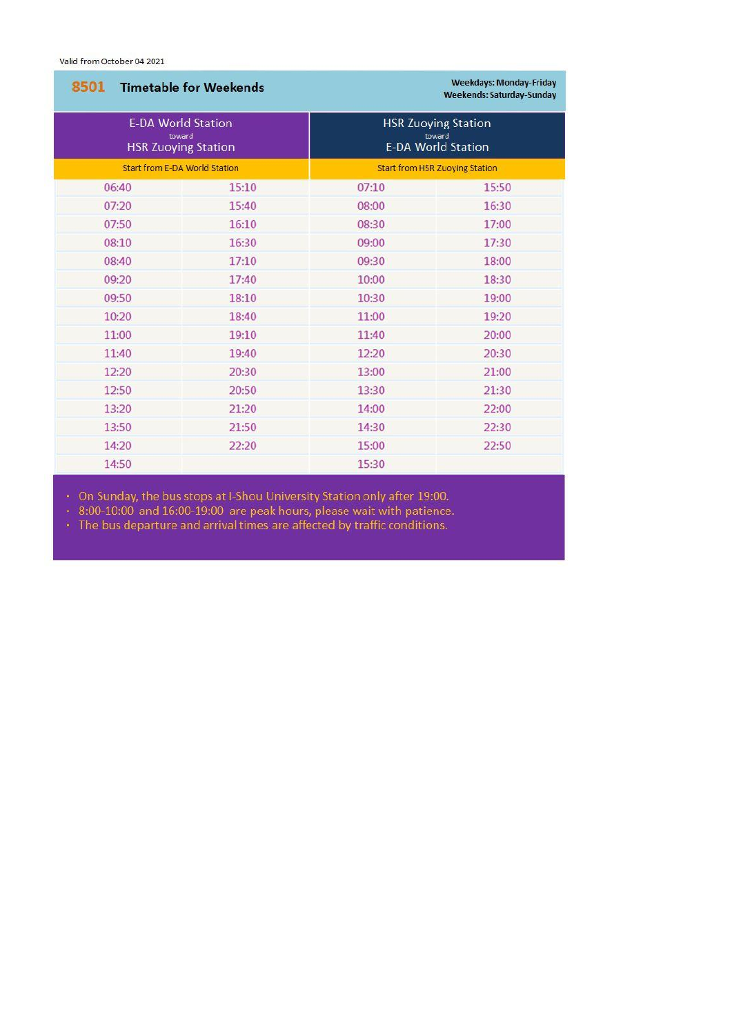Valid from October 04 2021

## 8501 Timetable for Weekends

Weekdays: Monday-Friday
Weekends: Saturday-Sunday

| E-DA World Station toward HSR Zuoying Station | | HSR Zuoying Station toward E-DA World Station | |
|---|---|---|---|
| Start from E-DA World Station | | Start from HSR Zuoying Station | |
| 06:40 | 15:10 | 07:10 | 15:50 |
| 07:20 | 15:40 | 08:00 | 16:30 |
| 07:50 | 16:10 | 08:30 | 17:00 |
| 08:10 | 16:30 | 09:00 | 17:30 |
| 08:40 | 17:10 | 09:30 | 18:00 |
| 09:20 | 17:40 | 10:00 | 18:30 |
| 09:50 | 18:10 | 10:30 | 19:00 |
| 10:20 | 18:40 | 11:00 | 19:20 |
| 11:00 | 19:10 | 11:40 | 20:00 |
| 11:40 | 19:40 | 12:20 | 20:30 |
| 12:20 | 20:30 | 13:00 | 21:00 |
| 12:50 | 20:50 | 13:30 | 21:30 |
| 13:20 | 21:20 | 14:00 | 22:00 |
| 13:50 | 21:50 | 14:30 | 22:30 |
| 14:20 | 22:20 | 15:00 | 22:50 |
| 14:50 | | 15:30 | |

- On Sunday, the bus stops at I-Shou University Station only after 19:00.
- 8:00-10:00 and 16:00-19:00 are peak hours, please wait with patience.
- The bus departure and arrival times are affected by traffic conditions.